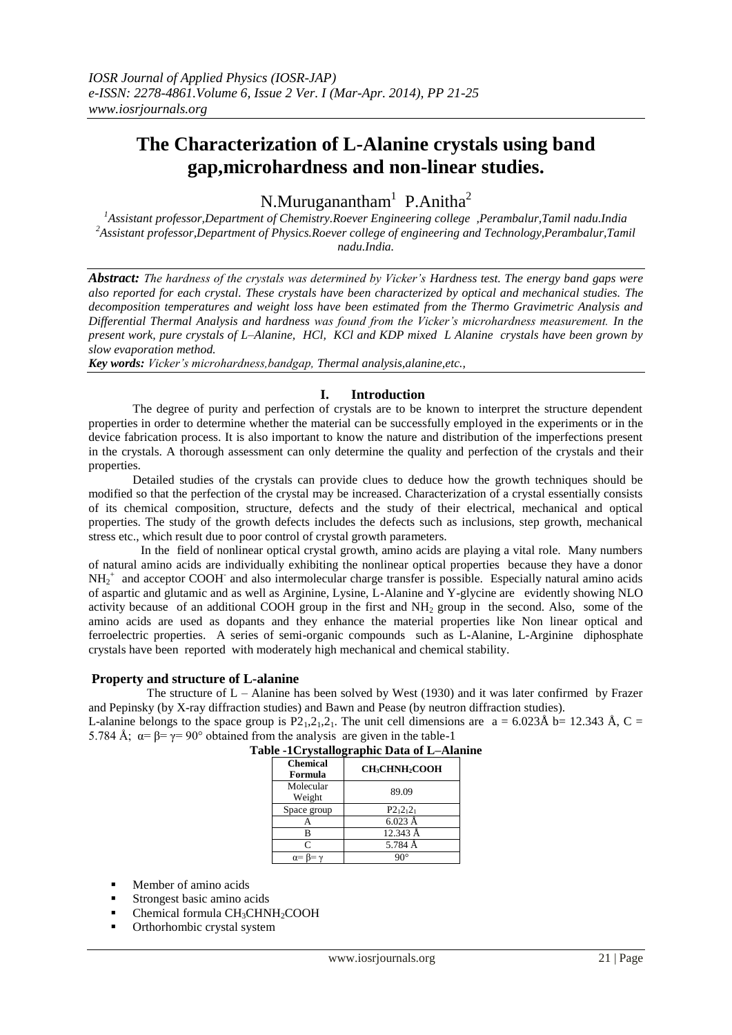# The Characterization of L-Alanine crystals using band gap,microhardness and non-linear studies.

N.Muruganantham[1] P.Anitha[2]

[1]Assistant professor,Department of Chemistry.Roever Engineering college ,Perambalur,Tamil nadu.India
[2]Assistant professor,Department of Physics.Roever college of engineering and Technology,Perambalur,Tamil nadu.India.

***Abstract:*** *The hardness of the crystals was determined by Vicker's Hardness test. The energy band gaps were also reported for each crystal. These crystals have been characterized by optical and mechanical studies. The decomposition temperatures and weight loss have been estimated from the Thermo Gravimetric Analysis and Differential Thermal Analysis and hardness was found from the Vicker's microhardness measurement. In the present work, pure crystals of L–Alanine, HCl, KCl and KDP mixed L Alanine crystals have been grown by slow evaporation method.*

***Key words:*** *Vicker's microhardness,bandgap, Thermal analysis,alanine,etc.,*

## I. Introduction

The degree of purity and perfection of crystals are to be known to interpret the structure dependent properties in order to determine whether the material can be successfully employed in the experiments or in the device fabrication process. It is also important to know the nature and distribution of the imperfections present in the crystals. A thorough assessment can only determine the quality and perfection of the crystals and their properties.

Detailed studies of the crystals can provide clues to deduce how the growth techniques should be modified so that the perfection of the crystal may be increased. Characterization of a crystal essentially consists of its chemical composition, structure, defects and the study of their electrical, mechanical and optical properties. The study of the growth defects includes the defects such as inclusions, step growth, mechanical stress etc., which result due to poor control of crystal growth parameters.

In the field of nonlinear optical crystal growth, amino acids are playing a vital role. Many numbers of natural amino acids are individually exhibiting the nonlinear optical properties because they have a donor $NH_2^+$ and acceptor $COOH^-$ and also intermolecular charge transfer is possible. Especially natural amino acids of aspartic and glutamic and as well as Arginine, Lysine, L-Alanine and Y-glycine are evidently showing NLO activity because of an additional COOH group in the first and $NH_2$ group in the second. Also, some of the amino acids are used as dopants and they enhance the material properties like Non linear optical and ferroelectric properties. A series of semi-organic compounds such as L-Alanine, L-Arginine diphosphate crystals have been reported with moderately high mechanical and chemical stability.

### Property and structure of L-alanine

The structure of L – Alanine has been solved by West (1930) and it was later confirmed by Frazer and Pepinsky (by X-ray diffraction studies) and Bawn and Pease (by neutron diffraction studies).

L-alanine belongs to the space group is $P2_1,2_1,2_1$. The unit cell dimensions are a = 6.023Å b= 12.343 Å, C = 5.784 Å; $\alpha = \beta = \gamma = 90°$ obtained from the analysis are given in the table-1

**Table -1Crystallographic Data of L–Alanine**

| Chemical Formula | $CH_3CHNH_2COOH$ |
|---|---|
| Molecular Weight | 89.09 |
| Space group | $P2_12_12_1$ |
| A | 6.023 Å |
| B | 12.343 Å |
| C | 5.784 Å |
| $\alpha = \beta = \gamma$ | 90° |

- Member of amino acids
- Strongest basic amino acids
- Chemical formula $CH_3CHNH_2COOH$
- Orthorhombic crystal system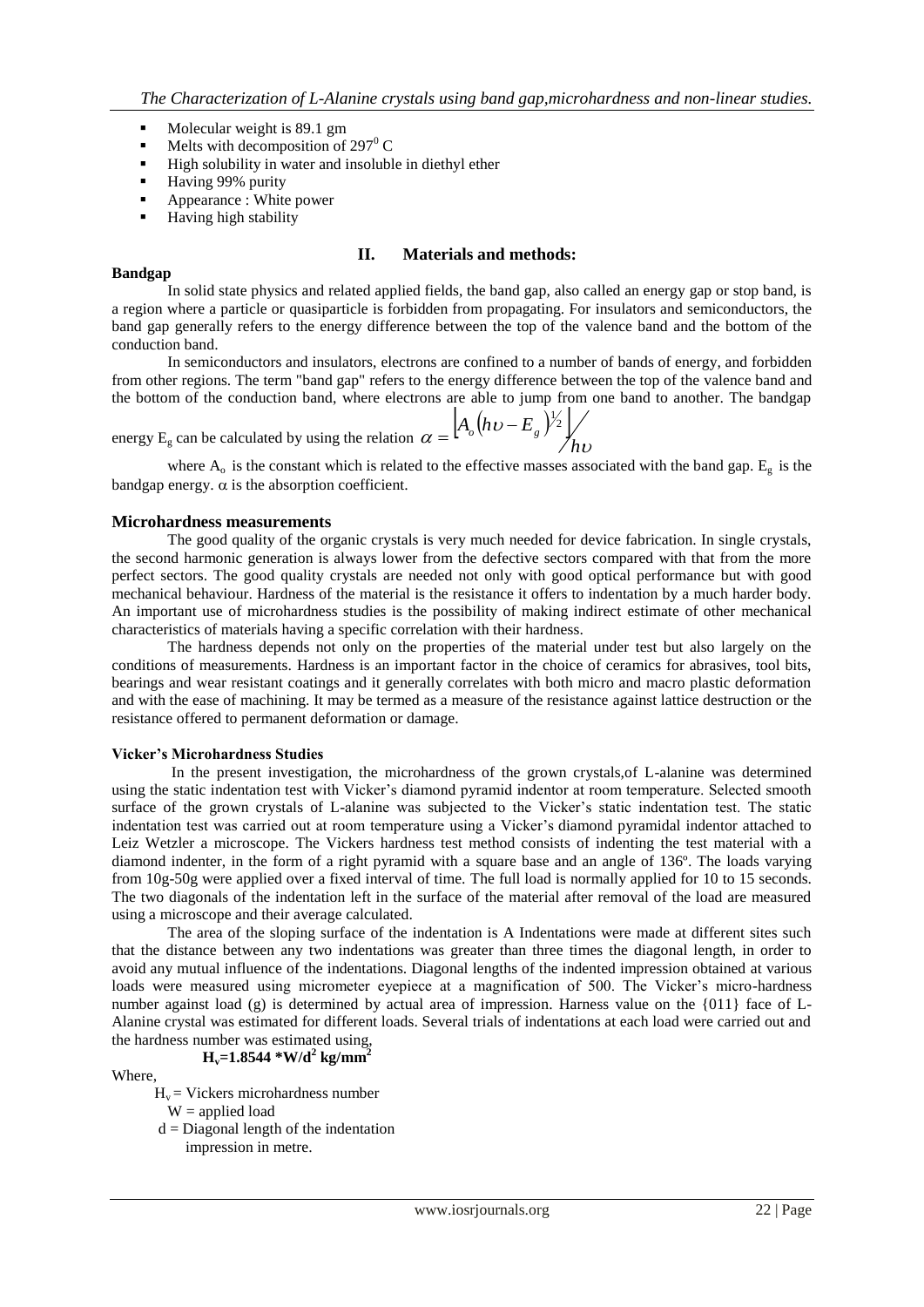- Molecular weight is 89.1 gm
- Melts with decomposition of $297^0$ C
- High solubility in water and insoluble in diethyl ether
- Having 99% purity
- Appearance : White power
- Having high stability

## II. Materials and methods:

### Bandgap

In solid state physics and related applied fields, the band gap, also called an energy gap or stop band, is a region where a particle or quasiparticle is forbidden from propagating. For insulators and semiconductors, the band gap generally refers to the energy difference between the top of the valence band and the bottom of the conduction band.

In semiconductors and insulators, electrons are confined to a number of bands of energy, and forbidden from other regions. The term "band gap" refers to the energy difference between the top of the valence band and the bottom of the conduction band, where electrons are able to jump from one band to another. The bandgap energy $E_g$ can be calculated by using the relation $\alpha = \left[A_o\left(h\upsilon - E_g\right)^{1/2}\right] / h\upsilon$

where $A_o$ is the constant which is related to the effective masses associated with the band gap. $E_g$ is the bandgap energy. $\alpha$ is the absorption coefficient.

### Microhardness measurements

The good quality of the organic crystals is very much needed for device fabrication. In single crystals, the second harmonic generation is always lower from the defective sectors compared with that from the more perfect sectors. The good quality crystals are needed not only with good optical performance but with good mechanical behaviour. Hardness of the material is the resistance it offers to indentation by a much harder body. An important use of microhardness studies is the possibility of making indirect estimate of other mechanical characteristics of materials having a specific correlation with their hardness.

The hardness depends not only on the properties of the material under test but also largely on the conditions of measurements. Hardness is an important factor in the choice of ceramics for abrasives, tool bits, bearings and wear resistant coatings and it generally correlates with both micro and macro plastic deformation and with the ease of machining. It may be termed as a measure of the resistance against lattice destruction or the resistance offered to permanent deformation or damage.

#### Vicker's Microhardness Studies

In the present investigation, the microhardness of the grown crystals,of L-alanine was determined using the static indentation test with Vicker's diamond pyramid indentor at room temperature. Selected smooth surface of the grown crystals of L-alanine was subjected to the Vicker's static indentation test. The static indentation test was carried out at room temperature using a Vicker's diamond pyramidal indentor attached to Leiz Wetzler a microscope. The Vickers hardness test method consists of indenting the test material with a diamond indenter, in the form of a right pyramid with a square base and an angle of 136º. The loads varying from 10g-50g were applied over a fixed interval of time. The full load is normally applied for 10 to 15 seconds. The two diagonals of the indentation left in the surface of the material after removal of the load are measured using a microscope and their average calculated.

The area of the sloping surface of the indentation is A Indentations were made at different sites such that the distance between any two indentations was greater than three times the diagonal length, in order to avoid any mutual influence of the indentations. Diagonal lengths of the indented impression obtained at various loads were measured using micrometer eyepiece at a magnification of 500. The Vicker's micro-hardness number against load (g) is determined by actual area of impression. Harness value on the {011} face of L-Alanine crystal was estimated for different loads. Several trials of indentations at each load were carried out and the hardness number was estimated using,

$$\mathbf{H_v = 1.8544 * W/d^2 \ kg/mm^2}$$

Where,

$H_v$ = Vickers microhardness number
$W$ = applied load
$d$ = Diagonal length of the indentation impression in metre.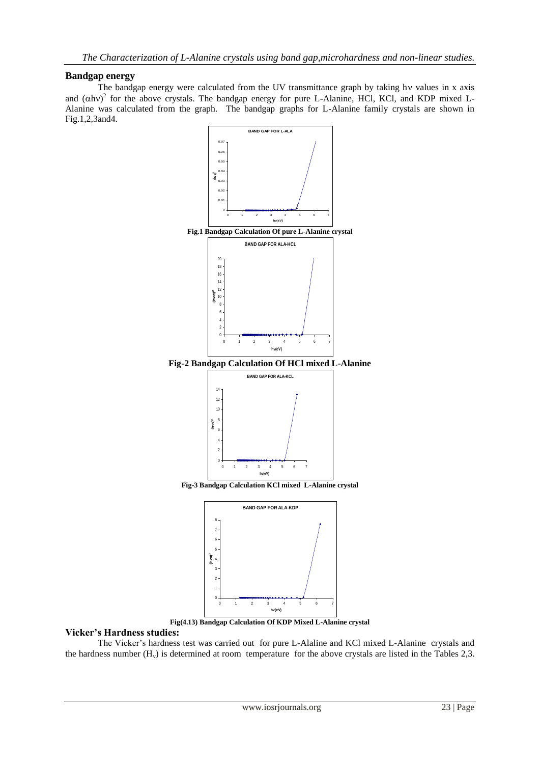## Bandgap energy

The bandgap energy were calculated from the UV transmittance graph by taking hν values in x axis and $(\alpha h\nu)^2$ for the above crystals. The bandgap energy for pure L-Alanine, HCl, KCl, and KDP mixed L-Alanine was calculated from the graph. The bandgap graphs for L-Alanine family crystals are shown in Fig.1,2,3and4.

**Fig.1 Bandgap Calculation Of pure L-Alanine crystal**

**Fig-2 Bandgap Calculation Of HCl mixed L-Alanine**

**Fig-3 Bandgap Calculation KCl mixed L-Alanine crystal**

**Fig(4.13) Bandgap Calculation Of KDP Mixed L-Alanine crystal**

## Vicker's Hardness studies:

The Vicker's hardness test was carried out for pure L-Alaline and KCl mixed L-Alanine crystals and the hardness number ($H_v$) is determined at room temperature for the above crystals are listed in the Tables 2,3.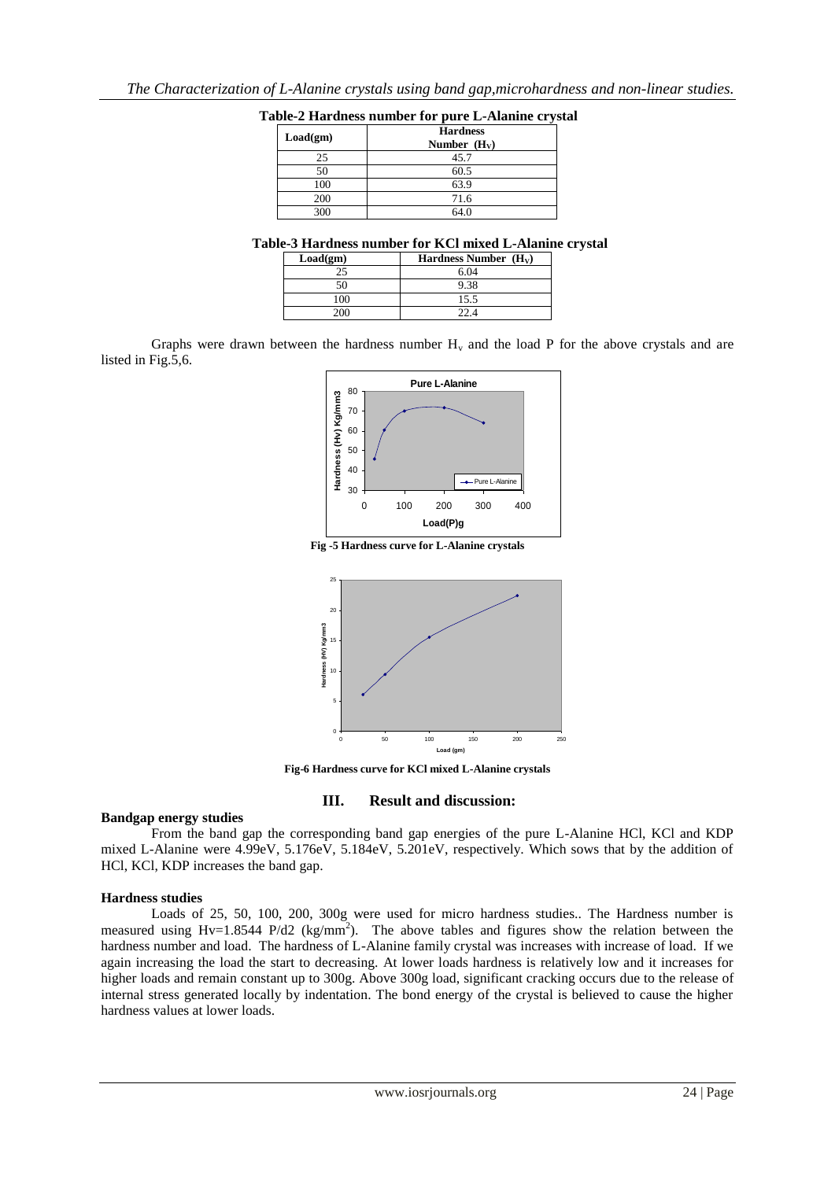**Table-2 Hardness number for pure L-Alanine crystal**

| Load(gm) | Hardness Number ($H_V$) |
|---|---|
| 25 | 45.7 |
| 50 | 60.5 |
| 100 | 63.9 |
| 200 | 71.6 |
| 300 | 64.0 |

**Table-3 Hardness number for KCl mixed L-Alanine crystal**

| Load(gm) | Hardness Number ($H_V$) |
|---|---|
| 25 | 6.04 |
| 50 | 9.38 |
| 100 | 15.5 |
| 200 | 22.4 |

Graphs were drawn between the hardness number $H_v$ and the load P for the above crystals and are listed in Fig.5,6.

**Fig -5 Hardness curve for L-Alanine crystals**

**Fig-6 Hardness curve for KCl mixed L-Alanine crystals**

## III. Result and discussion:

### Bandgap energy studies

From the band gap the corresponding band gap energies of the pure L-Alanine HCl, KCl and KDP mixed L-Alanine were 4.99eV, 5.176eV, 5.184eV, 5.201eV, respectively. Which sows that by the addition of HCl, KCl, KDP increases the band gap.

### Hardness studies

Loads of 25, 50, 100, 200, 300g were used for micro hardness studies.. The Hardness number is measured using $Hv=1.8544\ P/d2\ (kg/mm^2)$. The above tables and figures show the relation between the hardness number and load. The hardness of L-Alanine family crystal was increases with increase of load. If we again increasing the load the start to decreasing. At lower loads hardness is relatively low and it increases for higher loads and remain constant up to 300g. Above 300g load, significant cracking occurs due to the release of internal stress generated locally by indentation. The bond energy of the crystal is believed to cause the higher hardness values at lower loads.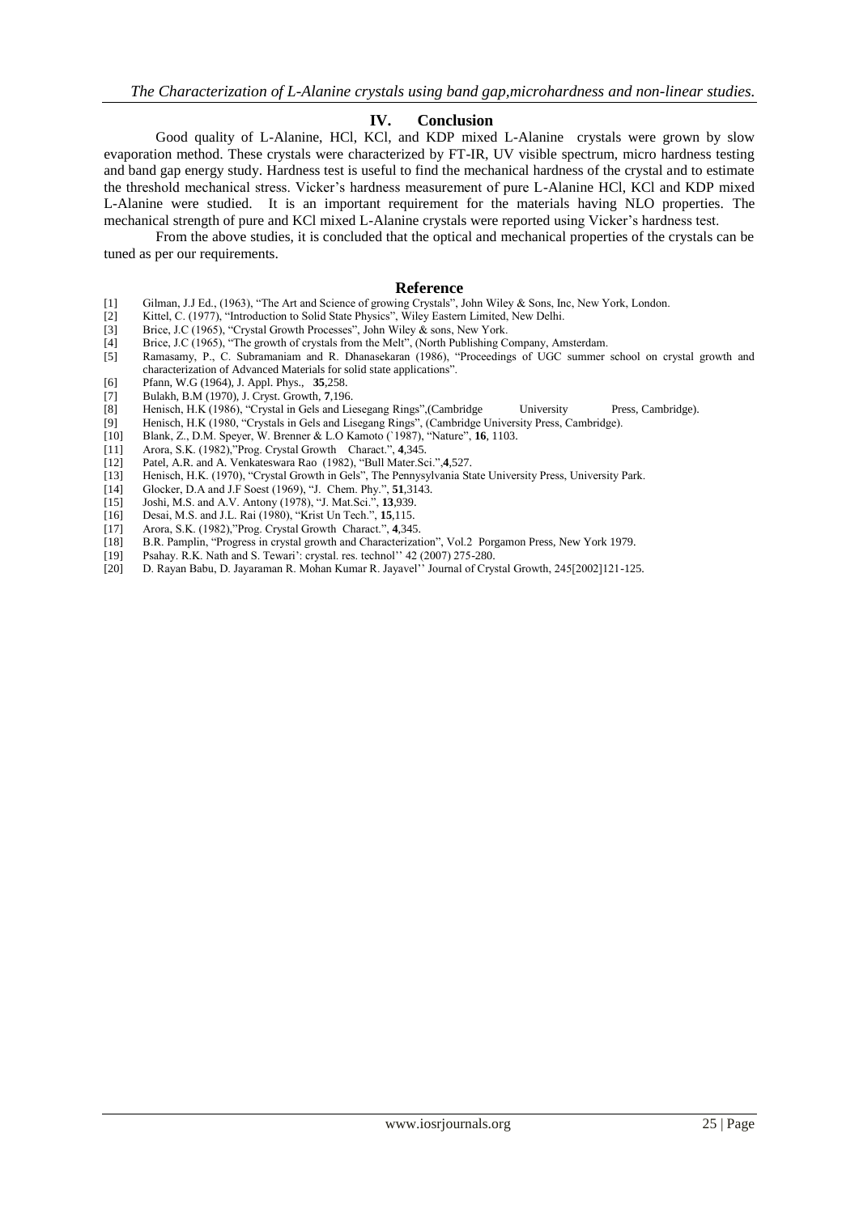## IV. Conclusion

Good quality of L-Alanine, HCl, KCl, and KDP mixed L-Alanine crystals were grown by slow evaporation method. These crystals were characterized by FT-IR, UV visible spectrum, micro hardness testing and band gap energy study. Hardness test is useful to find the mechanical hardness of the crystal and to estimate the threshold mechanical stress. Vicker's hardness measurement of pure L-Alanine HCl, KCl and KDP mixed L-Alanine were studied. It is an important requirement for the materials having NLO properties. The mechanical strength of pure and KCl mixed L-Alanine crystals were reported using Vicker's hardness test.

From the above studies, it is concluded that the optical and mechanical properties of the crystals can be tuned as per our requirements.

## Reference

[1] Gilman, J.J Ed., (1963), "The Art and Science of growing Crystals", John Wiley & Sons, Inc, New York, London.
[2] Kittel, C. (1977), "Introduction to Solid State Physics", Wiley Eastern Limited, New Delhi.
[3] Brice, J.C (1965), "Crystal Growth Processes", John Wiley & sons, New York.
[4] Brice, J.C (1965), "The growth of crystals from the Melt", (North Publishing Company, Amsterdam.
[5] Ramasamy, P., C. Subramaniam and R. Dhanasekaran (1986), "Proceedings of UGC summer school on crystal growth and characterization of Advanced Materials for solid state applications".
[6] Pfann, W.G (1964), J. Appl. Phys., **35**,258.
[7] Bulakh, B.M (1970), J. Cryst. Growth, **7**,196.
[8] Henisch, H.K (1986), "Crystal in Gels and Liesegang Rings",(Cambridge University Press, Cambridge).
[9] Henisch, H.K (1980, "Crystals in Gels and Lisegang Rings", (Cambridge University Press, Cambridge).
[10] Blank, Z., D.M. Speyer, W. Brenner & L.O Kamoto (`1987), "Nature", **16**, 1103.
[11] Arora, S.K. (1982),"Prog. Crystal Growth Charact.", **4**,345.
[12] Patel, A.R. and A. Venkateswara Rao (1982), "Bull Mater.Sci.",**4**,527.
[13] Henisch, H.K. (1970), "Crystal Growth in Gels", The Pennysylvania State University Press, University Park.
[14] Glocker, D.A and J.F Soest (1969), "J. Chem. Phy.", **51**,3143.
[15] Joshi, M.S. and A.V. Antony (1978), "J. Mat.Sci.", **13**,939.
[16] Desai, M.S. and J.L. Rai (1980), "Krist Un Tech.", **15**,115.
[17] Arora, S.K. (1982),"Prog. Crystal Growth Charact.", **4**,345.
[18] B.R. Pamplin, "Progress in crystal growth and Characterization", Vol.2 Porgamon Press, New York 1979.
[19] Psahay. R.K. Nath and S. Tewari': crystal. res. technol'' 42 (2007) 275-280.
[20] D. Rayan Babu, D. Jayaraman R. Mohan Kumar R. Jayavel'' Journal of Crystal Growth, 245[2002]121-125.